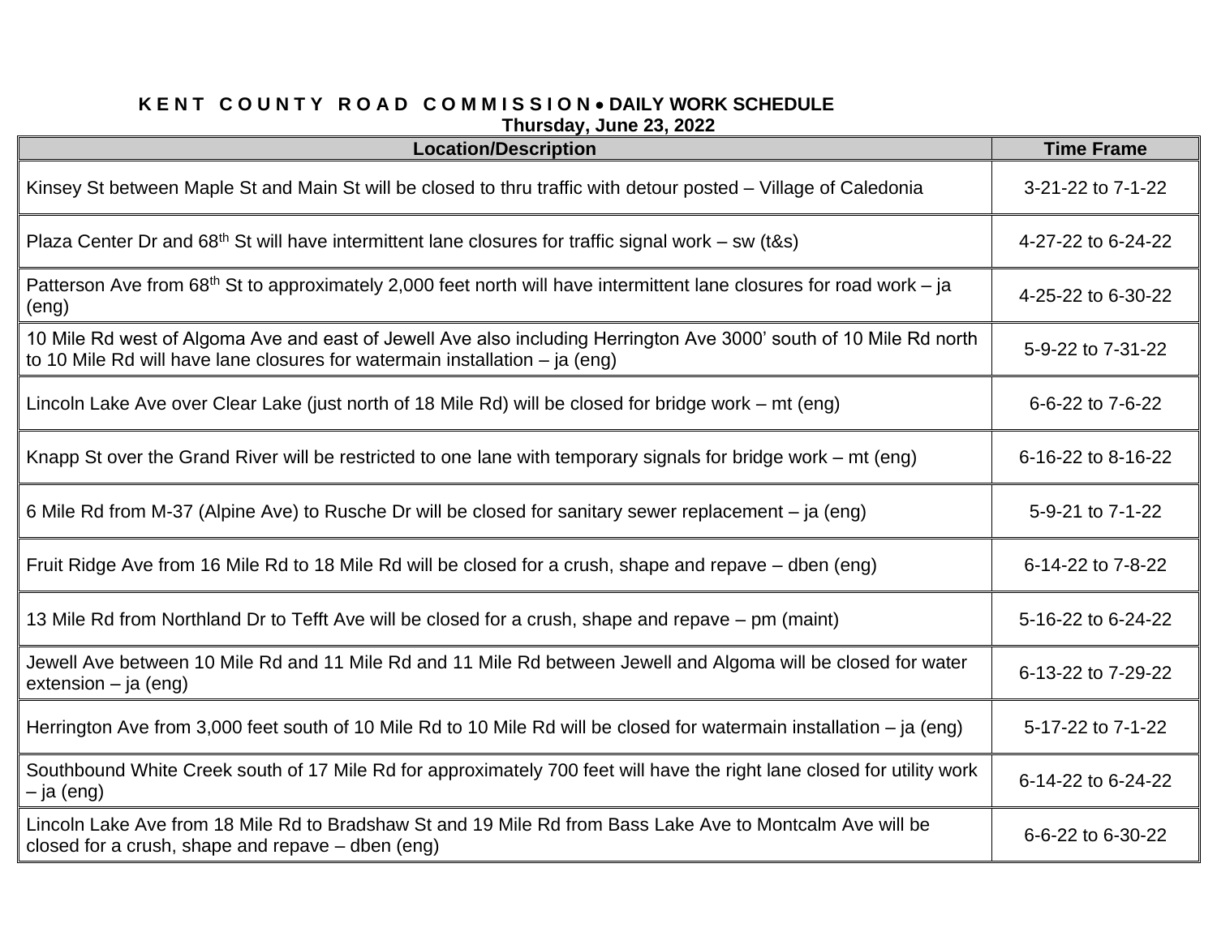# K E N T  C O U N T Y  R O A D  C O M M I S S I O N • DAILY WORK SCHEDULE

**Thursday, June 23, 2022**

| Location/Description | Time Frame |
|---|---|
| Kinsey St between Maple St and Main St will be closed to thru traffic with detour posted – Village of Caledonia | 3-21-22 to 7-1-22 |
| Plaza Center Dr and 68th St will have intermittent lane closures for traffic signal work – sw (t&s) | 4-27-22 to 6-24-22 |
| Patterson Ave from 68th St to approximately 2,000 feet north will have intermittent lane closures for road work – ja (eng) | 4-25-22 to 6-30-22 |
| 10 Mile Rd west of Algoma Ave and east of Jewell Ave also including Herrington Ave 3000' south of 10 Mile Rd north to 10 Mile Rd will have lane closures for watermain installation – ja (eng) | 5-9-22 to 7-31-22 |
| Lincoln Lake Ave over Clear Lake (just north of 18 Mile Rd) will be closed for bridge work – mt (eng) | 6-6-22 to 7-6-22 |
| Knapp St over the Grand River will be restricted to one lane with temporary signals for bridge work – mt (eng) | 6-16-22 to 8-16-22 |
| 6 Mile Rd from M-37 (Alpine Ave) to Rusche Dr will be closed for sanitary sewer replacement – ja (eng) | 5-9-21 to 7-1-22 |
| Fruit Ridge Ave from 16 Mile Rd to 18 Mile Rd will be closed for a crush, shape and repave – dben (eng) | 6-14-22 to 7-8-22 |
| 13 Mile Rd from Northland Dr to Tefft Ave will be closed for a crush, shape and repave – pm (maint) | 5-16-22 to 6-24-22 |
| Jewell Ave between 10 Mile Rd and 11 Mile Rd and 11 Mile Rd between Jewell and Algoma will be closed for water extension – ja (eng) | 6-13-22 to 7-29-22 |
| Herrington Ave from 3,000 feet south of 10 Mile Rd to 10 Mile Rd will be closed for watermain installation – ja (eng) | 5-17-22 to 7-1-22 |
| Southbound White Creek south of 17 Mile Rd for approximately 700 feet will have the right lane closed for utility work – ja (eng) | 6-14-22 to 6-24-22 |
| Lincoln Lake Ave from 18 Mile Rd to Bradshaw St and 19 Mile Rd from Bass Lake Ave to Montcalm Ave will be closed for a crush, shape and repave – dben (eng) | 6-6-22 to 6-30-22 |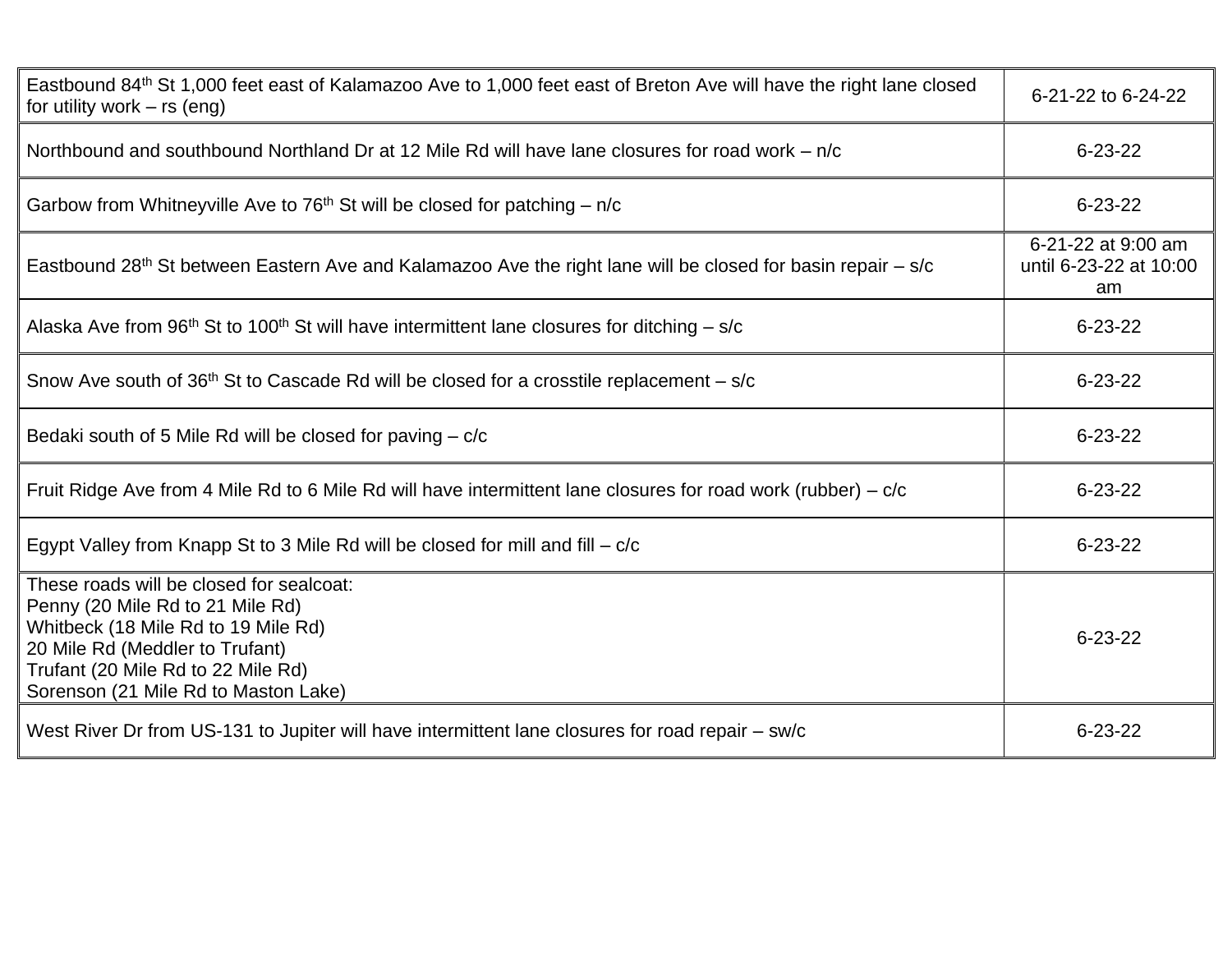| | |
|---|---|
| Eastbound 84th St 1,000 feet east of Kalamazoo Ave to 1,000 feet east of Breton Ave will have the right lane closed for utility work – rs (eng) | 6-21-22 to 6-24-22 |
| Northbound and southbound Northland Dr at 12 Mile Rd will have lane closures for road work – n/c | 6-23-22 |
| Garbow from Whitneyville Ave to 76th St will be closed for patching – n/c | 6-23-22 |
| Eastbound 28th St between Eastern Ave and Kalamazoo Ave the right lane will be closed for basin repair – s/c | 6-21-22 at 9:00 am until 6-23-22 at 10:00 am |
| Alaska Ave from 96th St to 100th St will have intermittent lane closures for ditching – s/c | 6-23-22 |
| Snow Ave south of 36th St to Cascade Rd will be closed for a crosstile replacement – s/c | 6-23-22 |
| Bedaki south of 5 Mile Rd will be closed for paving – c/c | 6-23-22 |
| Fruit Ridge Ave from 4 Mile Rd to 6 Mile Rd will have intermittent lane closures for road work (rubber) – c/c | 6-23-22 |
| Egypt Valley from Knapp St to 3 Mile Rd will be closed for mill and fill – c/c | 6-23-22 |
| These roads will be closed for sealcoat:<br>Penny (20 Mile Rd to 21 Mile Rd)<br>Whitbeck (18 Mile Rd to 19 Mile Rd)<br>20 Mile Rd (Meddler to Trufant)<br>Trufant (20 Mile Rd to 22 Mile Rd)<br>Sorenson (21 Mile Rd to Maston Lake) | 6-23-22 |
| West River Dr from US-131 to Jupiter will have intermittent lane closures for road repair – sw/c | 6-23-22 |